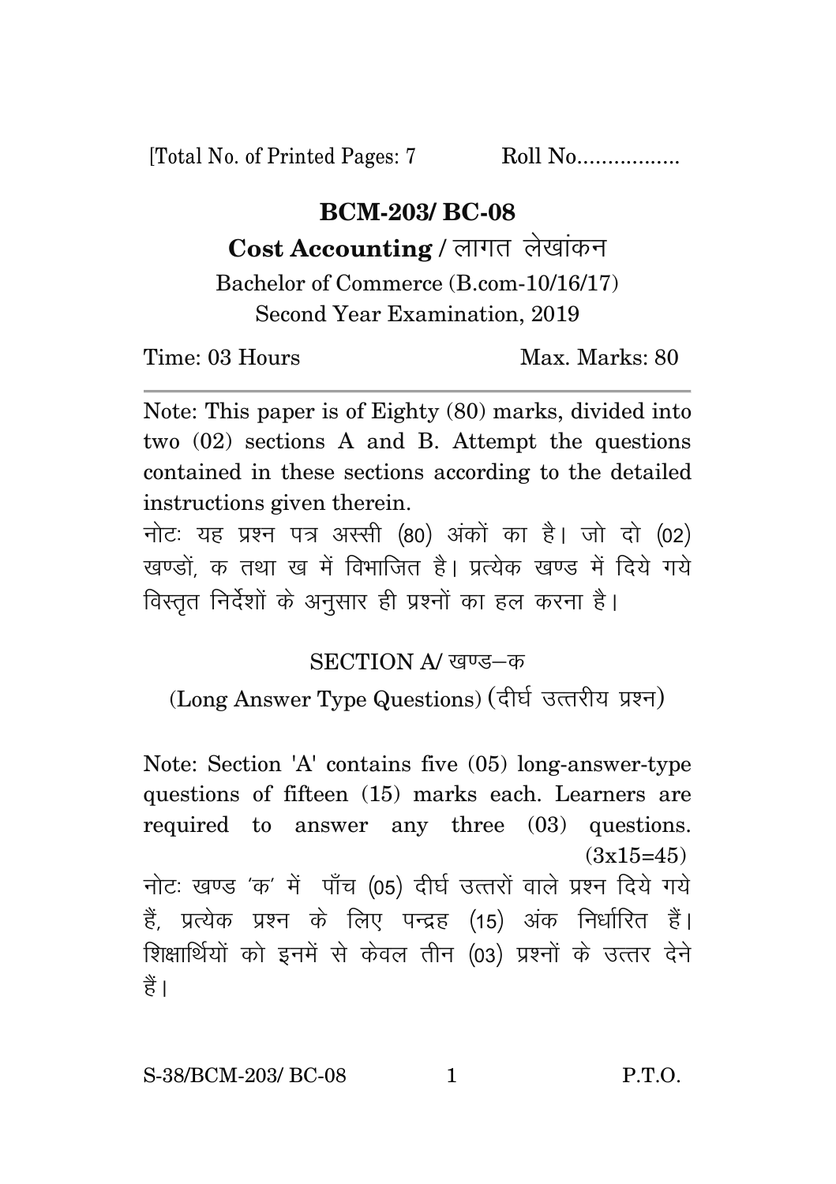[Total No. of Printed Pages: 7 Roll No.................

# BCM-203/ BC-08

## Cost Accounting / लागत लेखांकन

Bachelor of Commerce (B.com-10/16/17)
Second Year Examination, 2019

Time: 03 Hours Max. Marks: 80

---

Note: This paper is of Eighty (80) marks, divided into two (02) sections A and B. Attempt the questions contained in these sections according to the detailed instructions given therein.

नोटः यह प्रश्न पत्र अस्सी (80) अंकों का है। जो दो (02) खण्डों, क तथा ख में विभाजित है। प्रत्येक खण्ड में दिये गये विस्तृत निर्देशों के अनुसार ही प्रश्नों का हल करना है।

### SECTION A/ खण्ड–क

(Long Answer Type Questions) (दीर्घ उत्तरीय प्रश्न)

Note: Section 'A' contains five (05) long-answer-type questions of fifteen (15) marks each. Learners are required to answer any three (03) questions. (3x15=45)

नोटः खण्ड 'क' में पाँच (05) दीर्घ उत्तरों वाले प्रश्न दिये गये हैं, प्रत्येक प्रश्न के लिए पन्द्रह (15) अंक निर्धारित हैं। शिक्षार्थियों को इनमें से केवल तीन (03) प्रश्नों के उत्तर देने हैं।

S-38/BCM-203/ BC-08 P.T.O.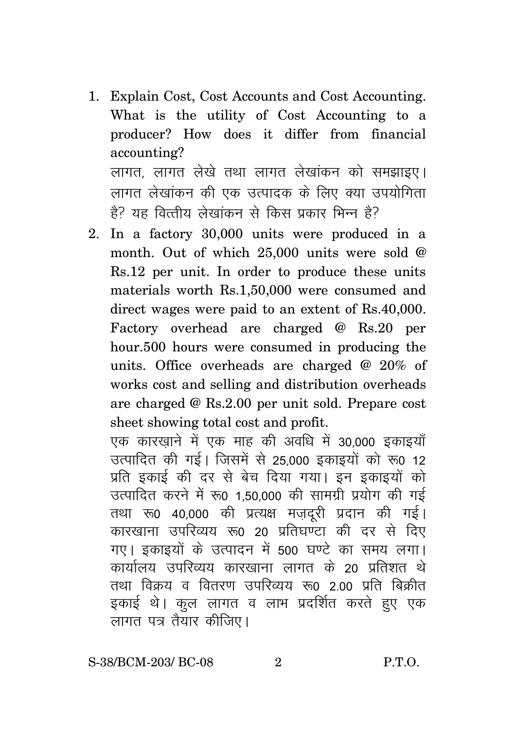1. Explain Cost, Cost Accounts and Cost Accounting. What is the utility of Cost Accounting to a producer? How does it differ from financial accounting?

   लागत, लागत लेखे तथा लागत लेखांकन को समझाइए। लागत लेखांकन की एक उत्पादक के लिए क्या उपयोगिता है? यह वित्तीय लेखांकन से किस प्रकार भिन्न है?

2. In a factory 30,000 units were produced in a month. Out of which 25,000 units were sold @ Rs.12 per unit. In order to produce these units materials worth Rs.1,50,000 were consumed and direct wages were paid to an extent of Rs.40,000. Factory overhead are charged @ Rs.20 per hour.500 hours were consumed in producing the units. Office overheads are charged @ 20% of works cost and selling and distribution overheads are charged @ Rs.2.00 per unit sold. Prepare cost sheet showing total cost and profit.

   एक कारख़ाने में एक माह की अवधि में 30,000 इकाइयाँ उत्पादित की गई। जिसमें से 25,000 इकाइयों को रू0 12 प्रति इकाई की दर से बेच दिया गया। इन इकाइयों को उत्पादित करने में रू0 1,50,000 की सामग्री प्रयोग की गई तथा रू0 40,000 की प्रत्यक्ष मज़दूरी प्रदान की गई। कारखाना उपरिव्यय रू0 20 प्रतिघण्टा की दर से दिए गए। इकाइयों के उत्पादन में 500 घण्टे का समय लगा। कार्यालय उपरिव्यय कारखाना लागत के 20 प्रतिशत थे तथा विक्रय व वितरण उपरिव्यय रू0 2.00 प्रति बिक्रीत इकाई थे। कुल लागत व लाभ प्रदर्शित करते हुए एक लागत पत्र तैयार कीजिए।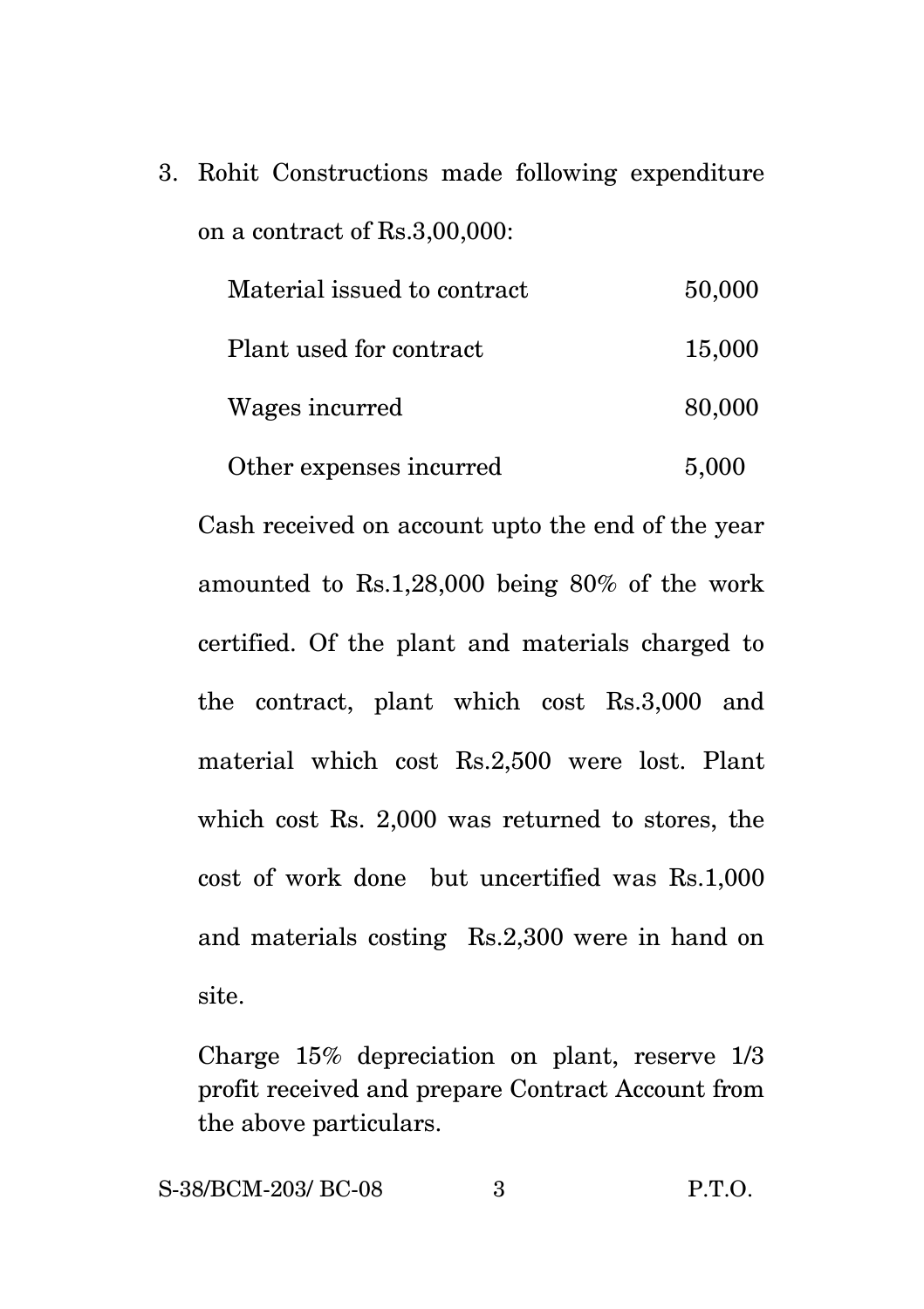3. Rohit Constructions made following expenditure on a contract of Rs.3,00,000:

| | |
|---|---|
| Material issued to contract | 50,000 |
| Plant used for contract | 15,000 |
| Wages incurred | 80,000 |
| Other expenses incurred | 5,000 |

Cash received on account upto the end of the year amounted to Rs.1,28,000 being 80% of the work certified. Of the plant and materials charged to the contract, plant which cost Rs.3,000 and material which cost Rs.2,500 were lost. Plant which cost Rs. 2,000 was returned to stores, the cost of work done but uncertified was Rs.1,000 and materials costing Rs.2,300 were in hand on site.

Charge 15% depreciation on plant, reserve 1/3 profit received and prepare Contract Account from the above particulars.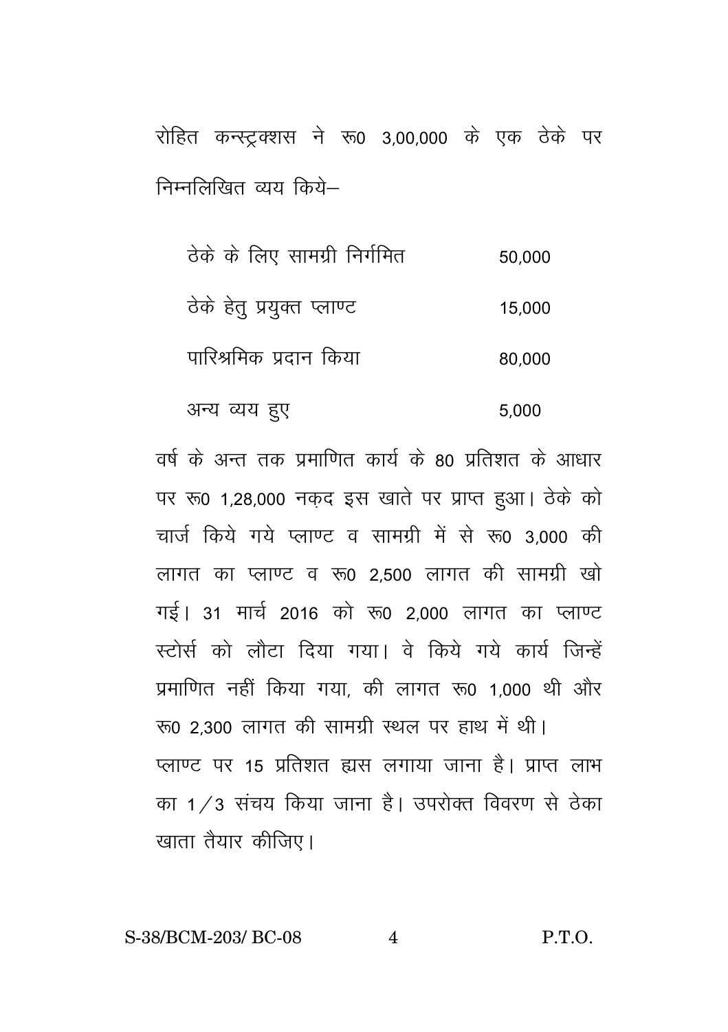रोहित कन्स्ट्रक्शस ने रू0 3,00,000 के एक ठेके पर निम्नलिखित व्यय किये–

| | |
|---|---|
| ठेके के लिए सामग्री निर्गमित | 50,000 |
| ठेके हेतु प्रयुक्त प्लाण्ट | 15,000 |
| पारिश्रमिक प्रदान किया | 80,000 |
| अन्य व्यय हुए | 5,000 |

वर्ष के अन्त तक प्रमाणित कार्य के 80 प्रतिशत के आधार पर रू0 1,28,000 नक़द इस खाते पर प्राप्त हुआ। ठेके को चार्ज किये गये प्लाण्ट व सामग्री में से रू0 3,000 की लागत का प्लाण्ट व रू0 2,500 लागत की सामग्री खो गई। 31 मार्च 2016 को रू0 2,000 लागत का प्लाण्ट स्टोर्स को लौटा दिया गया। वे किये गये कार्य जिन्हें प्रमाणित नहीं किया गया, की लागत रू0 1,000 थी और रू0 2,300 लागत की सामग्री स्थल पर हाथ में थी।

प्लाण्ट पर 15 प्रतिशत ह्रास लगाया जाना है। प्राप्त लाभ का 1/3 संचय किया जाना है। उपरोक्त विवरण से ठेका खाता तैयार कीजिए।

S-38/BCM-203/ BC-08 P.T.O.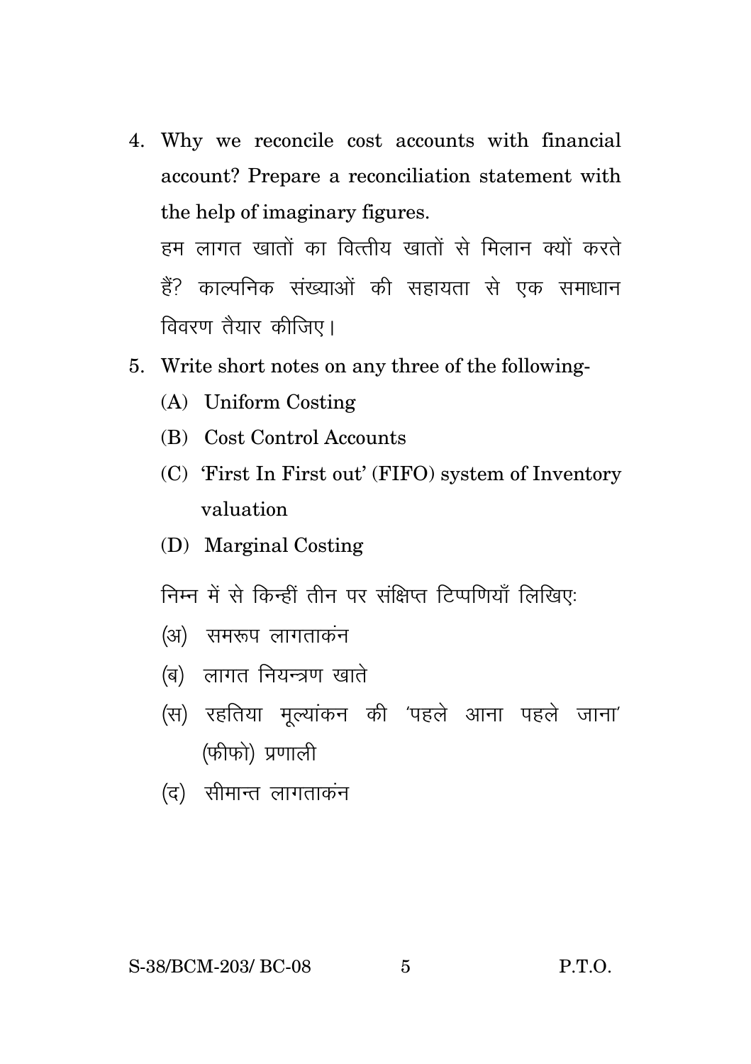4. Why we reconcile cost accounts with financial account? Prepare a reconciliation statement with the help of imaginary figures.

   हम लागत खातों का वित्तीय खातों से मिलान क्यों करते हैं? काल्पनिक संख्याओं की सहायता से एक समाधान विवरण तैयार कीजिए।

5. Write short notes on any three of the following-

   (A) Uniform Costing

   (B) Cost Control Accounts

   (C) 'First In First out' (FIFO) system of Inventory valuation

   (D) Marginal Costing

   निम्न में से किन्हीं तीन पर संक्षिप्त टिप्पणियाँ लिखिएः

   (अ) समरूप लागताकंन

   (ब) लागत नियन्त्रण खाते

   (स) रहतिया मूल्यांकन की 'पहले आना पहले जाना' (फीफो) प्रणाली

   (द) सीमान्त लागताकंन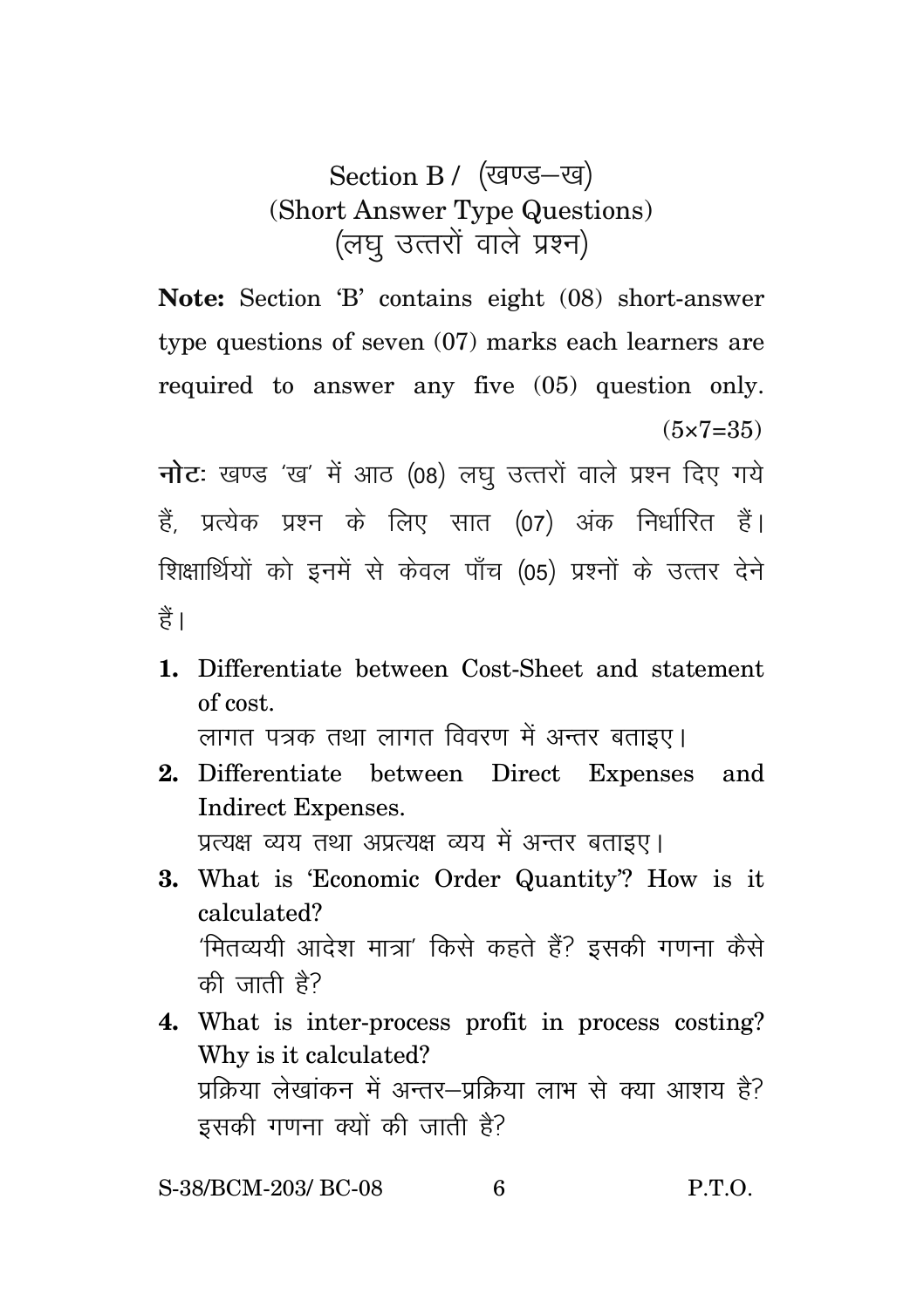## Section B / (खण्ड–ख)
### (Short Answer Type Questions)
### (लघु उत्तरों वाले प्रश्न)

**Note:** Section 'B' contains eight (08) short-answer type questions of seven (07) marks each learners are required to answer any five (05) question only. (5×7=35)

**नोट:** खण्ड 'ख' में आठ (08) लघु उत्तरों वाले प्रश्न दिए गये हैं, प्रत्येक प्रश्न के लिए सात (07) अंक निर्धारित हैं। शिक्षार्थियों को इनमें से केवल पाँच (05) प्रश्नों के उत्तर देने हैं।

1. Differentiate between Cost-Sheet and statement of cost.
   लागत पत्रक तथा लागत विवरण में अन्तर बताइए।

2. Differentiate between Direct Expenses and Indirect Expenses.
   प्रत्यक्ष व्यय तथा अप्रत्यक्ष व्यय में अन्तर बताइए।

3. What is 'Economic Order Quantity'? How is it calculated?
   'मितव्ययी आदेश मात्रा' किसे कहते हैं? इसकी गणना कैसे की जाती है?

4. What is inter-process profit in process costing? Why is it calculated?
   प्रक्रिया लेखांकन में अन्तर–प्रक्रिया लाभ से क्या आशय है? इसकी गणना क्यों की जाती है?

S-38/BCM-203/ BC-08 P.T.O.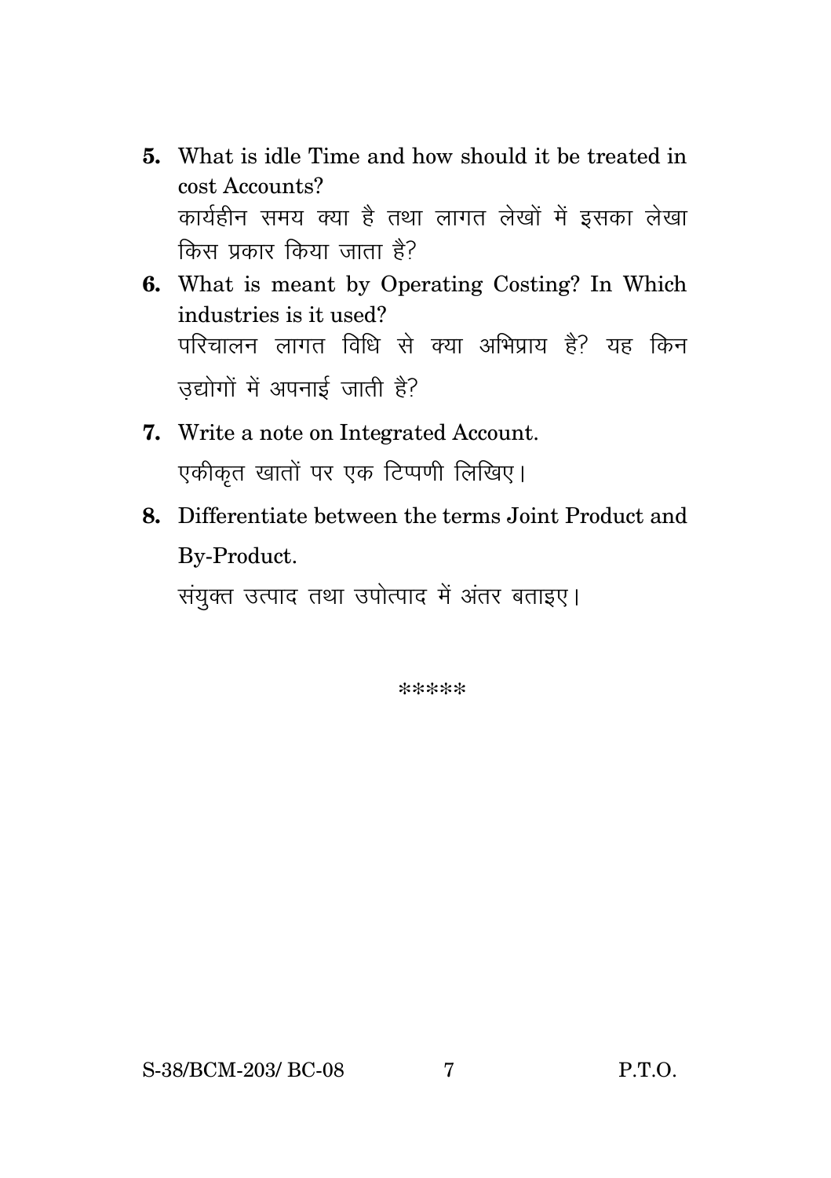5. What is idle Time and how should it be treated in cost Accounts?

   कार्यहीन समय क्या है तथा लागत लेखों में इसका लेखा किस प्रकार किया जाता है?

6. What is meant by Operating Costing? In Which industries is it used?

   परिचालन लागत विधि से क्या अभिप्राय है? यह किन उद्योगों में अपनाई जाती है?

7. Write a note on Integrated Account.

   एकीकृत खातों पर एक टिप्पणी लिखिए।

8. Differentiate between the terms Joint Product and By-Product.

   संयुक्त उत्पाद तथा उपोत्पाद में अंतर बताइए।

*****